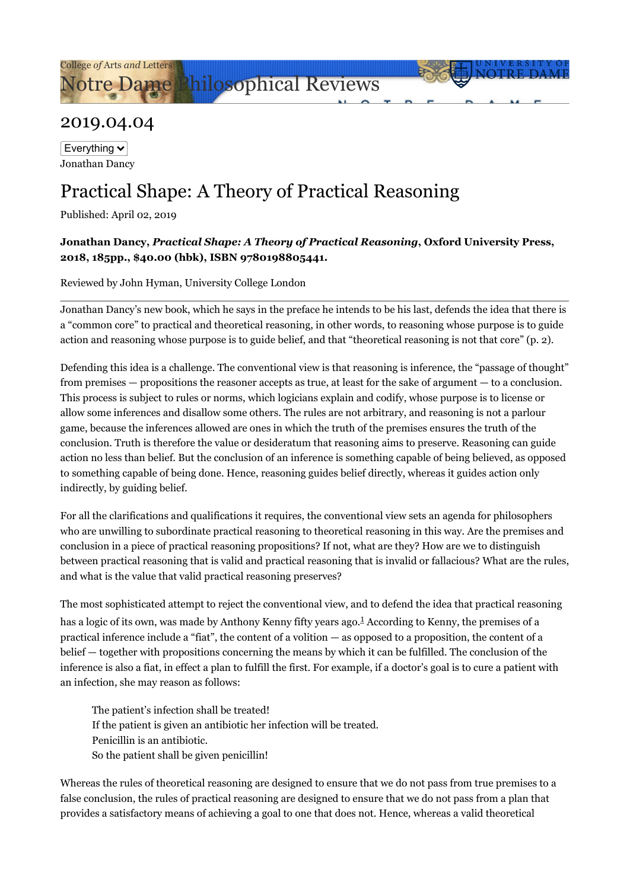# 2019.04.04

Jonathan Dancy

## Practical Shape: A Theory of Practical Reasoning

Published: April 02, 2019

**Jonathan Dancy, *Practical Shape: A Theory of Practical Reasoning*, Oxford University Press, 2018, 185pp., $40.00 (hbk), ISBN 9780198805441.**

Reviewed by John Hyman, University College London

---

Jonathan Dancy's new book, which he says in the preface he intends to be his last, defends the idea that there is a "common core" to practical and theoretical reasoning, in other words, to reasoning whose purpose is to guide action and reasoning whose purpose is to guide belief, and that "theoretical reasoning is not that core" (p. 2).

Defending this idea is a challenge. The conventional view is that reasoning is inference, the "passage of thought" from premises — propositions the reasoner accepts as true, at least for the sake of argument — to a conclusion. This process is subject to rules or norms, which logicians explain and codify, whose purpose is to license or allow some inferences and disallow some others. The rules are not arbitrary, and reasoning is not a parlour game, because the inferences allowed are ones in which the truth of the premises ensures the truth of the conclusion. Truth is therefore the value or desideratum that reasoning aims to preserve. Reasoning can guide action no less than belief. But the conclusion of an inference is something capable of being believed, as opposed to something capable of being done. Hence, reasoning guides belief directly, whereas it guides action only indirectly, by guiding belief.

For all the clarifications and qualifications it requires, the conventional view sets an agenda for philosophers who are unwilling to subordinate practical reasoning to theoretical reasoning in this way. Are the premises and conclusion in a piece of practical reasoning propositions? If not, what are they? How are we to distinguish between practical reasoning that is valid and practical reasoning that is invalid or fallacious? What are the rules, and what is the value that valid practical reasoning preserves?

The most sophisticated attempt to reject the conventional view, and to defend the idea that practical reasoning has a logic of its own, was made by Anthony Kenny fifty years ago.[1] According to Kenny, the premises of a practical inference include a "fiat", the content of a volition — as opposed to a proposition, the content of a belief — together with propositions concerning the means by which it can be fulfilled. The conclusion of the inference is also a fiat, in effect a plan to fulfill the first. For example, if a doctor's goal is to cure a patient with an infection, she may reason as follows:

> The patient's infection shall be treated!
> If the patient is given an antibiotic her infection will be treated.
> Penicillin is an antibiotic.
> So the patient shall be given penicillin!

Whereas the rules of theoretical reasoning are designed to ensure that we do not pass from true premises to a false conclusion, the rules of practical reasoning are designed to ensure that we do not pass from a plan that provides a satisfactory means of achieving a goal to one that does not. Hence, whereas a valid theoretical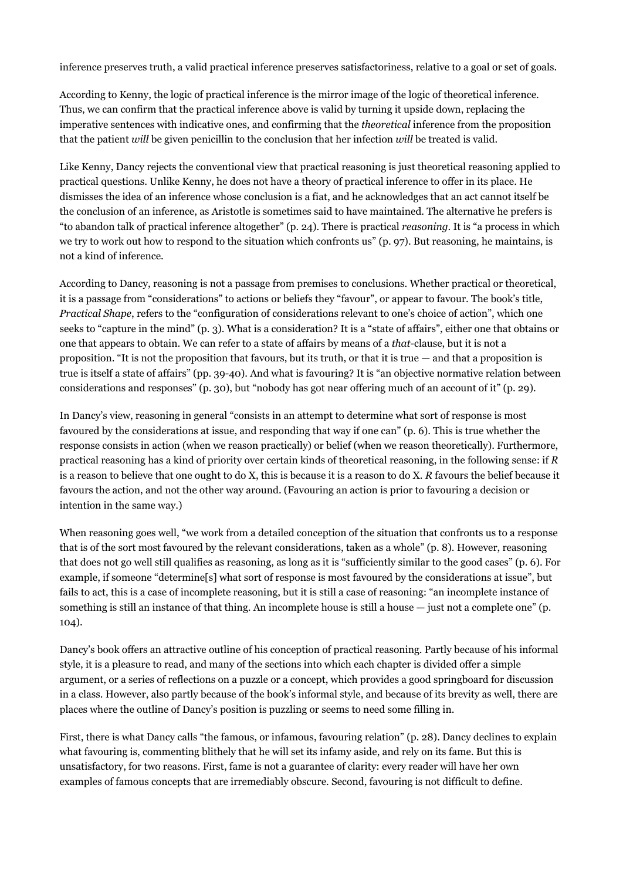inference preserves truth, a valid practical inference preserves satisfactoriness, relative to a goal or set of goals.

According to Kenny, the logic of practical inference is the mirror image of the logic of theoretical inference. Thus, we can confirm that the practical inference above is valid by turning it upside down, replacing the imperative sentences with indicative ones, and confirming that the *theoretical* inference from the proposition that the patient *will* be given penicillin to the conclusion that her infection *will* be treated is valid.

Like Kenny, Dancy rejects the conventional view that practical reasoning is just theoretical reasoning applied to practical questions. Unlike Kenny, he does not have a theory of practical inference to offer in its place. He dismisses the idea of an inference whose conclusion is a fiat, and he acknowledges that an act cannot itself be the conclusion of an inference, as Aristotle is sometimes said to have maintained. The alternative he prefers is "to abandon talk of practical inference altogether" (p. 24). There is practical *reasoning*. It is "a process in which we try to work out how to respond to the situation which confronts us" (p. 97). But reasoning, he maintains, is not a kind of inference.

According to Dancy, reasoning is not a passage from premises to conclusions. Whether practical or theoretical, it is a passage from "considerations" to actions or beliefs they "favour", or appear to favour. The book's title, *Practical Shape*, refers to the "configuration of considerations relevant to one's choice of action", which one seeks to "capture in the mind" (p. 3). What is a consideration? It is a "state of affairs", either one that obtains or one that appears to obtain. We can refer to a state of affairs by means of a *that*-clause, but it is not a proposition. "It is not the proposition that favours, but its truth, or that it is true — and that a proposition is true is itself a state of affairs" (pp. 39-40). And what is favouring? It is "an objective normative relation between considerations and responses" (p. 30), but "nobody has got near offering much of an account of it" (p. 29).

In Dancy's view, reasoning in general "consists in an attempt to determine what sort of response is most favoured by the considerations at issue, and responding that way if one can" (p. 6). This is true whether the response consists in action (when we reason practically) or belief (when we reason theoretically). Furthermore, practical reasoning has a kind of priority over certain kinds of theoretical reasoning, in the following sense: if *R* is a reason to believe that one ought to do X, this is because it is a reason to do X. *R* favours the belief because it favours the action, and not the other way around. (Favouring an action is prior to favouring a decision or intention in the same way.)

When reasoning goes well, "we work from a detailed conception of the situation that confronts us to a response that is of the sort most favoured by the relevant considerations, taken as a whole" (p. 8). However, reasoning that does not go well still qualifies as reasoning, as long as it is "sufficiently similar to the good cases" (p. 6). For example, if someone "determine[s] what sort of response is most favoured by the considerations at issue", but fails to act, this is a case of incomplete reasoning, but it is still a case of reasoning: "an incomplete instance of something is still an instance of that thing. An incomplete house is still a house — just not a complete one" (p. 104).

Dancy's book offers an attractive outline of his conception of practical reasoning. Partly because of his informal style, it is a pleasure to read, and many of the sections into which each chapter is divided offer a simple argument, or a series of reflections on a puzzle or a concept, which provides a good springboard for discussion in a class. However, also partly because of the book's informal style, and because of its brevity as well, there are places where the outline of Dancy's position is puzzling or seems to need some filling in.

First, there is what Dancy calls "the famous, or infamous, favouring relation" (p. 28). Dancy declines to explain what favouring is, commenting blithely that he will set its infamy aside, and rely on its fame. But this is unsatisfactory, for two reasons. First, fame is not a guarantee of clarity: every reader will have her own examples of famous concepts that are irremediably obscure. Second, favouring is not difficult to define.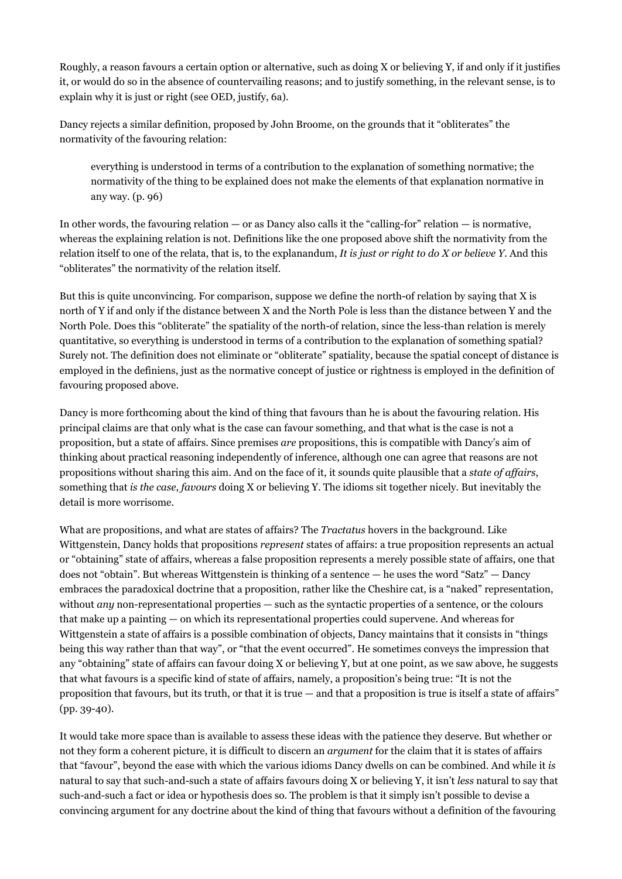Roughly, a reason favours a certain option or alternative, such as doing X or believing Y, if and only if it justifies it, or would do so in the absence of countervailing reasons; and to justify something, in the relevant sense, is to explain why it is just or right (see OED, justify, 6a).

Dancy rejects a similar definition, proposed by John Broome, on the grounds that it "obliterates" the normativity of the favouring relation:

> everything is understood in terms of a contribution to the explanation of something normative; the normativity of the thing to be explained does not make the elements of that explanation normative in any way. (p. 96)

In other words, the favouring relation — or as Dancy also calls it the "calling-for" relation — is normative, whereas the explaining relation is not. Definitions like the one proposed above shift the normativity from the relation itself to one of the relata, that is, to the explanandum, *It is just or right to do X or believe Y*. And this "obliterates" the normativity of the relation itself.

But this is quite unconvincing. For comparison, suppose we define the north-of relation by saying that X is north of Y if and only if the distance between X and the North Pole is less than the distance between Y and the North Pole. Does this "obliterate" the spatiality of the north-of relation, since the less-than relation is merely quantitative, so everything is understood in terms of a contribution to the explanation of something spatial? Surely not. The definition does not eliminate or "obliterate" spatiality, because the spatial concept of distance is employed in the definiens, just as the normative concept of justice or rightness is employed in the definition of favouring proposed above.

Dancy is more forthcoming about the kind of thing that favours than he is about the favouring relation. His principal claims are that only what is the case can favour something, and that what is the case is not a proposition, but a state of affairs. Since premises *are* propositions, this is compatible with Dancy's aim of thinking about practical reasoning independently of inference, although one can agree that reasons are not propositions without sharing this aim. And on the face of it, it sounds quite plausible that a *state of affairs*, something that *is the case*, *favours* doing X or believing Y. The idioms sit together nicely. But inevitably the detail is more worrisome.

What are propositions, and what are states of affairs? The *Tractatus* hovers in the background. Like Wittgenstein, Dancy holds that propositions *represent* states of affairs: a true proposition represents an actual or "obtaining" state of affairs, whereas a false proposition represents a merely possible state of affairs, one that does not "obtain". But whereas Wittgenstein is thinking of a sentence — he uses the word "Satz" — Dancy embraces the paradoxical doctrine that a proposition, rather like the Cheshire cat, is a "naked" representation, without *any* non-representational properties — such as the syntactic properties of a sentence, or the colours that make up a painting — on which its representational properties could supervene. And whereas for Wittgenstein a state of affairs is a possible combination of objects, Dancy maintains that it consists in "things being this way rather than that way", or "that the event occurred". He sometimes conveys the impression that any "obtaining" state of affairs can favour doing X or believing Y, but at one point, as we saw above, he suggests that what favours is a specific kind of state of affairs, namely, a proposition's being true: "It is not the proposition that favours, but its truth, or that it is true — and that a proposition is true is itself a state of affairs" (pp. 39-40).

It would take more space than is available to assess these ideas with the patience they deserve. But whether or not they form a coherent picture, it is difficult to discern an *argument* for the claim that it is states of affairs that "favour", beyond the ease with which the various idioms Dancy dwells on can be combined. And while it *is* natural to say that such-and-such a state of affairs favours doing X or believing Y, it isn't *less* natural to say that such-and-such a fact or idea or hypothesis does so. The problem is that it simply isn't possible to devise a convincing argument for any doctrine about the kind of thing that favours without a definition of the favouring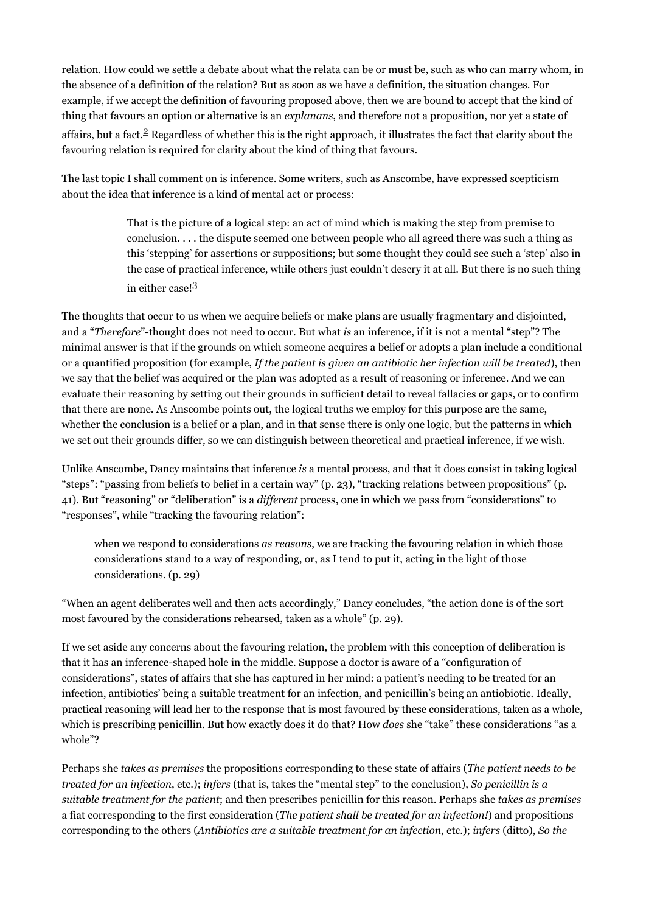relation. How could we settle a debate about what the relata can be or must be, such as who can marry whom, in the absence of a definition of the relation? But as soon as we have a definition, the situation changes. For example, if we accept the definition of favouring proposed above, then we are bound to accept that the kind of thing that favours an option or alternative is an *explanans*, and therefore not a proposition, nor yet a state of affairs, but a fact.[2] Regardless of whether this is the right approach, it illustrates the fact that clarity about the favouring relation is required for clarity about the kind of thing that favours.

The last topic I shall comment on is inference. Some writers, such as Anscombe, have expressed scepticism about the idea that inference is a kind of mental act or process:

> That is the picture of a logical step: an act of mind which is making the step from premise to conclusion. . . . the dispute seemed one between people who all agreed there was such a thing as this 'stepping' for assertions or suppositions; but some thought they could see such a 'step' also in the case of practical inference, while others just couldn't descry it at all. But there is no such thing in either case![3]

The thoughts that occur to us when we acquire beliefs or make plans are usually fragmentary and disjointed, and a "*Therefore*"-thought does not need to occur. But what *is* an inference, if it is not a mental "step"? The minimal answer is that if the grounds on which someone acquires a belief or adopts a plan include a conditional or a quantified proposition (for example, *If the patient is given an antibiotic her infection will be treated*), then we say that the belief was acquired or the plan was adopted as a result of reasoning or inference. And we can evaluate their reasoning by setting out their grounds in sufficient detail to reveal fallacies or gaps, or to confirm that there are none. As Anscombe points out, the logical truths we employ for this purpose are the same, whether the conclusion is a belief or a plan, and in that sense there is only one logic, but the patterns in which we set out their grounds differ, so we can distinguish between theoretical and practical inference, if we wish.

Unlike Anscombe, Dancy maintains that inference *is* a mental process, and that it does consist in taking logical "steps": "passing from beliefs to belief in a certain way" (p. 23), "tracking relations between propositions" (p. 41). But "reasoning" or "deliberation" is a *different* process, one in which we pass from "considerations" to "responses", while "tracking the favouring relation":

> when we respond to considerations *as reasons*, we are tracking the favouring relation in which those considerations stand to a way of responding, or, as I tend to put it, acting in the light of those considerations. (p. 29)

"When an agent deliberates well and then acts accordingly," Dancy concludes, "the action done is of the sort most favoured by the considerations rehearsed, taken as a whole" (p. 29).

If we set aside any concerns about the favouring relation, the problem with this conception of deliberation is that it has an inference-shaped hole in the middle. Suppose a doctor is aware of a "configuration of considerations", states of affairs that she has captured in her mind: a patient's needing to be treated for an infection, antibiotics' being a suitable treatment for an infection, and penicillin's being an antiobiotic. Ideally, practical reasoning will lead her to the response that is most favoured by these considerations, taken as a whole, which is prescribing penicillin. But how exactly does it do that? How *does* she "take" these considerations "as a whole"?

Perhaps she *takes as premises* the propositions corresponding to these state of affairs (*The patient needs to be treated for an infection*, etc.); *infers* (that is, takes the "mental step" to the conclusion), *So penicillin is a suitable treatment for the patient*; and then prescribes penicillin for this reason. Perhaps she *takes as premises* a fiat corresponding to the first consideration (*The patient shall be treated for an infection!*) and propositions corresponding to the others (*Antibiotics are a suitable treatment for an infection*, etc.); *infers* (ditto), *So the*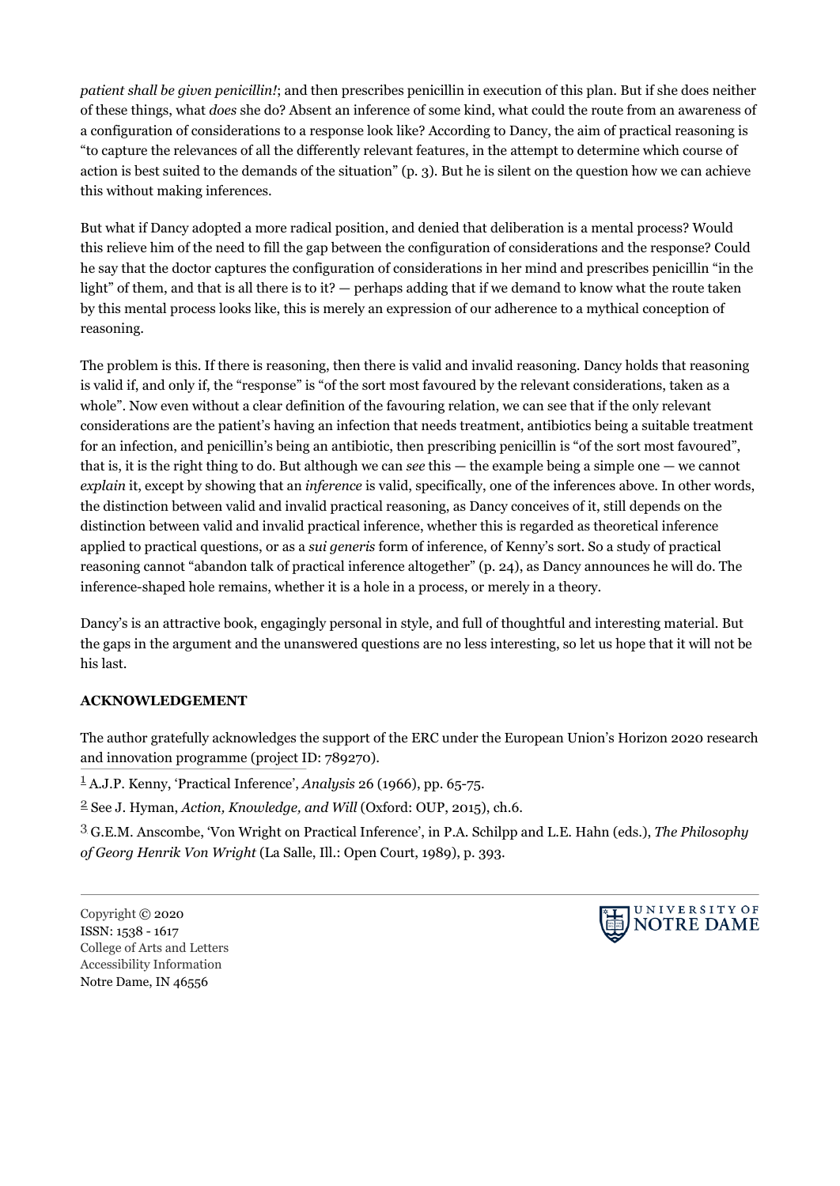*patient shall be given penicillin!*; and then prescribes penicillin in execution of this plan. But if she does neither of these things, what *does* she do? Absent an inference of some kind, what could the route from an awareness of a configuration of considerations to a response look like? According to Dancy, the aim of practical reasoning is "to capture the relevances of all the differently relevant features, in the attempt to determine which course of action is best suited to the demands of the situation" (p. 3). But he is silent on the question how we can achieve this without making inferences.

But what if Dancy adopted a more radical position, and denied that deliberation is a mental process? Would this relieve him of the need to fill the gap between the configuration of considerations and the response? Could he say that the doctor captures the configuration of considerations in her mind and prescribes penicillin "in the light" of them, and that is all there is to it? — perhaps adding that if we demand to know what the route taken by this mental process looks like, this is merely an expression of our adherence to a mythical conception of reasoning.

The problem is this. If there is reasoning, then there is valid and invalid reasoning. Dancy holds that reasoning is valid if, and only if, the "response" is "of the sort most favoured by the relevant considerations, taken as a whole". Now even without a clear definition of the favouring relation, we can see that if the only relevant considerations are the patient's having an infection that needs treatment, antibiotics being a suitable treatment for an infection, and penicillin's being an antibiotic, then prescribing penicillin is "of the sort most favoured", that is, it is the right thing to do. But although we can *see* this — the example being a simple one — we cannot *explain* it, except by showing that an *inference* is valid, specifically, one of the inferences above. In other words, the distinction between valid and invalid practical reasoning, as Dancy conceives of it, still depends on the distinction between valid and invalid practical inference, whether this is regarded as theoretical inference applied to practical questions, or as a *sui generis* form of inference, of Kenny's sort. So a study of practical reasoning cannot "abandon talk of practical inference altogether" (p. 24), as Dancy announces he will do. The inference-shaped hole remains, whether it is a hole in a process, or merely in a theory.

Dancy's is an attractive book, engagingly personal in style, and full of thoughtful and interesting material. But the gaps in the argument and the unanswered questions are no less interesting, so let us hope that it will not be his last.

**ACKNOWLEDGEMENT**

The author gratefully acknowledges the support of the ERC under the European Union's Horizon 2020 research and innovation programme (project ID: 789270).

[1] A.J.P. Kenny, 'Practical Inference', *Analysis* 26 (1966), pp. 65-75.

[2] See J. Hyman, *Action, Knowledge, and Will* (Oxford: OUP, 2015), ch.6.

[3] G.E.M. Anscombe, 'Von Wright on Practical Inference', in P.A. Schilpp and L.E. Hahn (eds.), *The Philosophy of Georg Henrik Von Wright* (La Salle, Ill.: Open Court, 1989), p. 393.